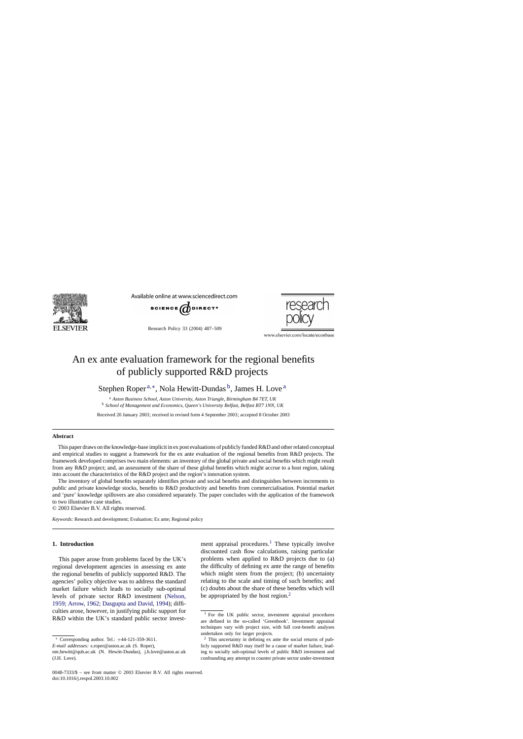# An ex ante evaluation framework for the regional benefits of publicly supported R&D projects

Stephen Roper[a,*], Nola Hewitt-Dundas[b], James H. Love[a]

[a] *Aston Business School, Aston University, Aston Triangle, Birmingham B4 7ET, UK*
[b] *School of Management and Economics, Queen's University Belfast, Belfast BT7 1NN, UK*

Received 20 January 2003; received in revised form 4 September 2003; accepted 8 October 2003

## Abstract

This paper draws on the knowledge-base implicit in ex post evaluations of publicly funded R&D and other related conceptual and empirical studies to suggest a framework for the ex ante evaluation of the regional benefits from R&D projects. The framework developed comprises two main elements: an inventory of the global private and social benefits which might result from any R&D project; and, an assessment of the share of these global benefits which might accrue to a host region, taking into account the characteristics of the R&D project and the region's innovation system.

The inventory of global benefits separately identifies private and social benefits and distinguishes between increments to public and private knowledge stocks, benefits to R&D productivity and benefits from commercialisation. Potential market and 'pure' knowledge spillovers are also considered separately. The paper concludes with the application of the framework to two illustrative case studies.

© 2003 Elsevier B.V. All rights reserved.

*Keywords:* Research and development; Evaluation; Ex ante; Regional policy

## 1. Introduction

This paper arose from problems faced by the UK's regional development agencies in assessing ex ante the regional benefits of publicly supported R&D. The agencies' policy objective was to address the standard market failure which leads to socially sub-optimal levels of private sector R&D investment (Nelson, 1959; Arrow, 1962; Dasgupta and David, 1994); difficulties arose, however, in justifying public support for R&D within the UK's standard public sector investment appraisal procedures.[1] These typically involve discounted cash flow calculations, raising particular problems when applied to R&D projects due to (a) the difficulty of defining ex ante the range of benefits which might stem from the project; (b) uncertainty relating to the scale and timing of such benefits; and (c) doubts about the share of these benefits which will be appropriated by the host region.[2]

---

\* Corresponding author. Tel.: +44-121-359-3611.
*E-mail addresses:* s.roper@aston.ac.uk (S. Roper), nm.hewitt@qub.ac.uk (N. Hewitt-Dundas), j.h.love@aston.ac.uk (J.H. Love).

[1] For the UK public sector, investment appraisal procedures are defined in the so-called 'Greenbook'. Investment appraisal techniques vary with project size, with full cost-benefit analyses undertaken only for larger projects.

[2] This uncertainty in defining ex ante the social returns of publicly supported R&D may itself be a cause of market failure, leading to socially sub-optimal levels of public R&D investment and confounding any attempt to counter private sector under-investment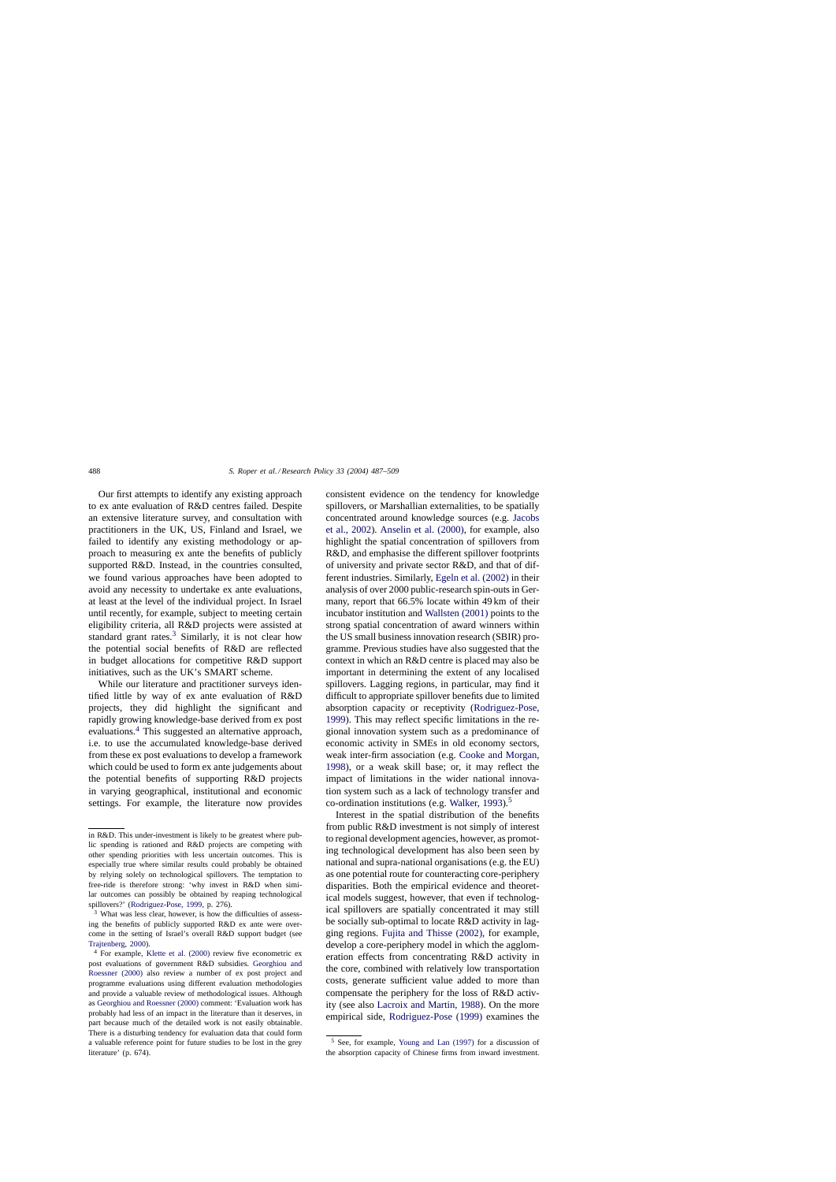Our first attempts to identify any existing approach to ex ante evaluation of R&D centres failed. Despite an extensive literature survey, and consultation with practitioners in the UK, US, Finland and Israel, we failed to identify any existing methodology or approach to measuring ex ante the benefits of publicly supported R&D. Instead, in the countries consulted, we found various approaches have been adopted to avoid any necessity to undertake ex ante evaluations, at least at the level of the individual project. In Israel until recently, for example, subject to meeting certain eligibility criteria, all R&D projects were assisted at standard grant rates.[3] Similarly, it is not clear how the potential social benefits of R&D are reflected in budget allocations for competitive R&D support initiatives, such as the UK's SMART scheme.

While our literature and practitioner surveys identified little by way of ex ante evaluation of R&D projects, they did highlight the significant and rapidly growing knowledge-base derived from ex post evaluations.[4] This suggested an alternative approach, i.e. to use the accumulated knowledge-base derived from these ex post evaluations to develop a framework which could be used to form ex ante judgements about the potential benefits of supporting R&D projects in varying geographical, institutional and economic settings. For example, the literature now provides consistent evidence on the tendency for knowledge spillovers, or Marshallian externalities, to be spatially concentrated around knowledge sources (e.g. Jacobs et al., 2002). Anselin et al. (2000), for example, also highlight the spatial concentration of spillovers from R&D, and emphasise the different spillover footprints of university and private sector R&D, and that of different industries. Similarly, Egeln et al. (2002) in their analysis of over 2000 public-research spin-outs in Germany, report that 66.5% locate within 49 km of their incubator institution and Wallsten (2001) points to the strong spatial concentration of award winners within the US small business innovation research (SBIR) programme. Previous studies have also suggested that the context in which an R&D centre is placed may also be important in determining the extent of any localised spillovers. Lagging regions, in particular, may find it difficult to appropriate spillover benefits due to limited absorption capacity or receptivity (Rodriguez-Pose, 1999). This may reflect specific limitations in the regional innovation system such as a predominance of economic activity in SMEs in old economy sectors, weak inter-firm association (e.g. Cooke and Morgan, 1998), or a weak skill base; or, it may reflect the impact of limitations in the wider national innovation system such as a lack of technology transfer and co-ordination institutions (e.g. Walker, 1993).[5]

Interest in the spatial distribution of the benefits from public R&D investment is not simply of interest to regional development agencies, however, as promoting technological development has also been seen by national and supra-national organisations (e.g. the EU) as one potential route for counteracting core-periphery disparities. Both the empirical evidence and theoretical models suggest, however, that even if technological spillovers are spatially concentrated it may still be socially sub-optimal to locate R&D activity in lagging regions. Fujita and Thisse (2002), for example, develop a core-periphery model in which the agglomeration effects from concentrating R&D activity in the core, combined with relatively low transportation costs, generate sufficient value added to more than compensate the periphery for the loss of R&D activity (see also Lacroix and Martin, 1988). On the more empirical side, Rodriguez-Pose (1999) examines the

---

in R&D. This under-investment is likely to be greatest where public spending is rationed and R&D projects are competing with other spending priorities with less uncertain outcomes. This is especially true where similar results could probably be obtained by relying solely on technological spillovers. The temptation to free-ride is therefore strong: 'why invest in R&D when similar outcomes can possibly be obtained by reaping technological spillovers?' (Rodriguez-Pose, 1999, p. 276).

[3] What was less clear, however, is how the difficulties of assessing the benefits of publicly supported R&D ex ante were overcome in the setting of Israel's overall R&D support budget (see Trajtenberg, 2000).

[4] For example, Klette et al. (2000) review five econometric ex post evaluations of government R&D subsidies. Georghiou and Roessner (2000) also review a number of ex post project and programme evaluations using different evaluation methodologies and provide a valuable review of methodological issues. Although as Georghiou and Roessner (2000) comment: 'Evaluation work has probably had less of an impact in the literature than it deserves, in part because much of the detailed work is not easily obtainable. There is a disturbing tendency for evaluation data that could form a valuable reference point for future studies to be lost in the grey literature' (p. 674).

[5] See, for example, Young and Lan (1997) for a discussion of the absorption capacity of Chinese firms from inward investment.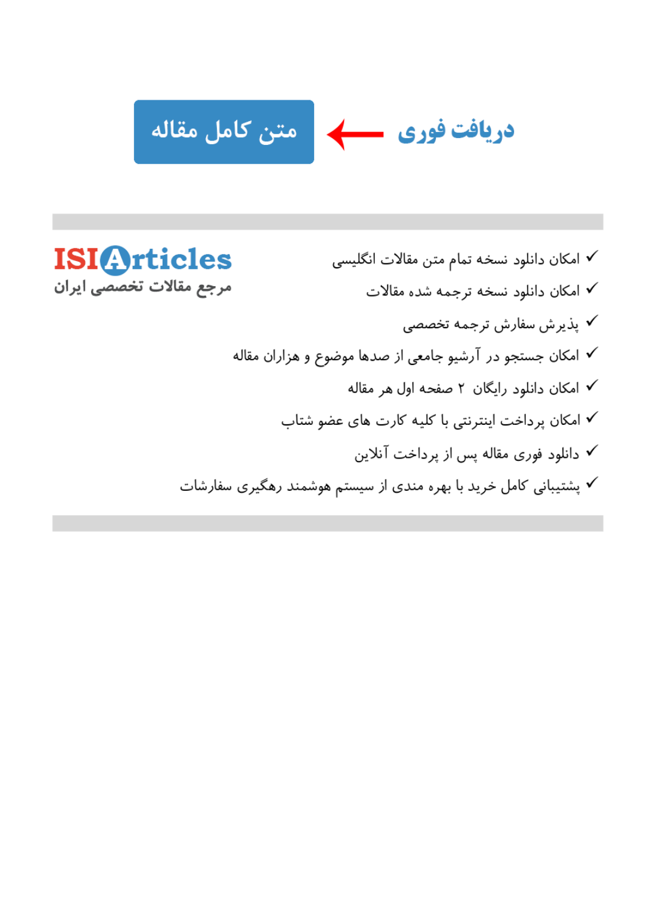دریافت فوری ← متن کامل مقاله

ISIArticles
مرجع مقالات تخصصی ایران

- ✓ امکان دانلود نسخه تمام متن مقالات انگلیسی
- ✓ امکان دانلود نسخه ترجمه شده مقالات
- ✓ پذیرش سفارش ترجمه تخصصی
- ✓ امکان جستجو در آرشیو جامعی از صدها موضوع و هزاران مقاله
- ✓ امکان دانلود رایگان ۲ صفحه اول هر مقاله
- ✓ امکان پرداخت اینترنتی با کلیه کارت های عضو شتاب
- ✓ دانلود فوری مقاله پس از پرداخت آنلاین
- ✓ پشتیبانی کامل خرید با بهره مندی از سیستم هوشمند رهگیری سفارشات